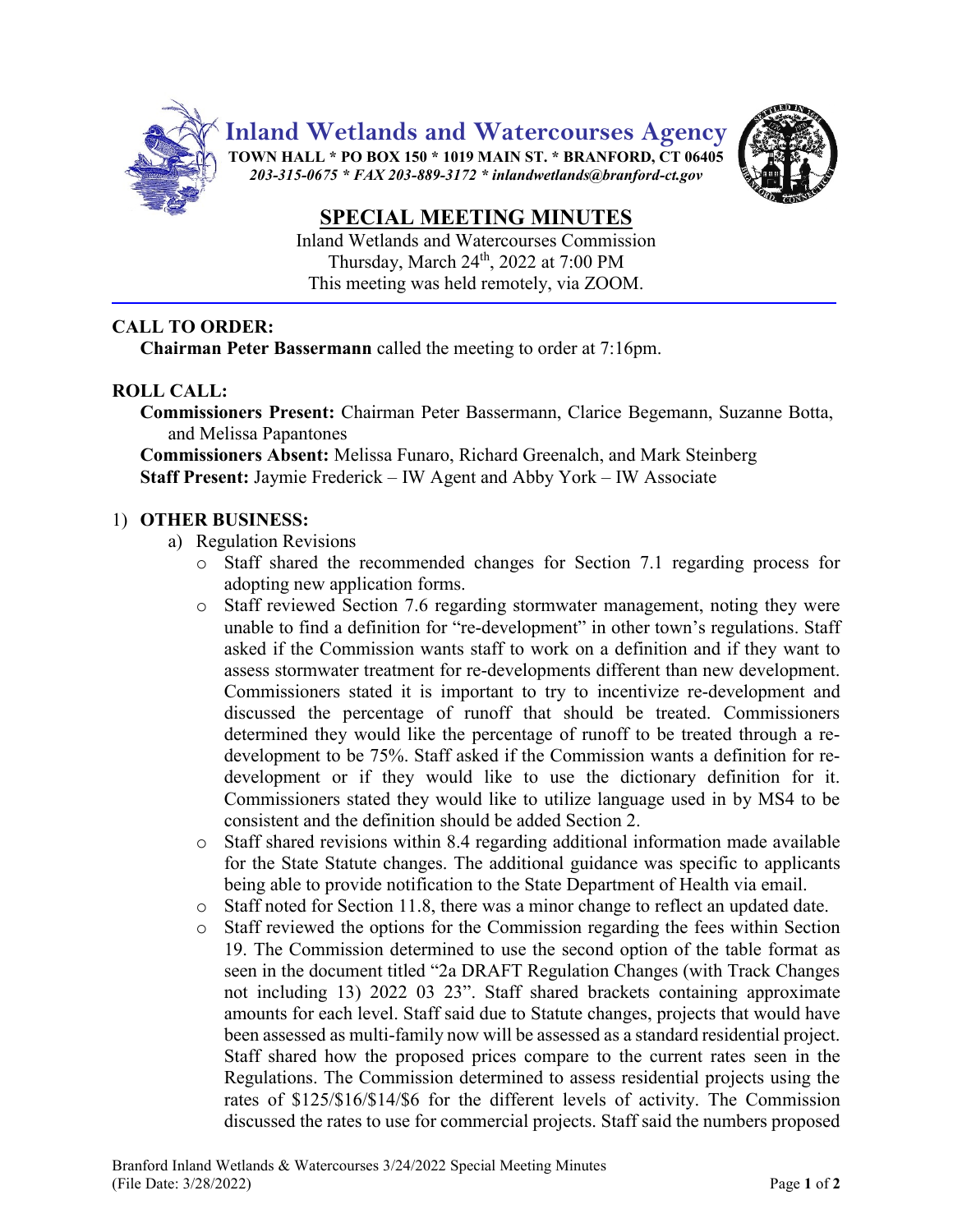# Inland Wetlands and Watercourses Agency

**TOWN HALL * PO BOX 150 * 1019 MAIN ST. * BRANFORD, CT 06405**
*203-315-0675 * FAX 203-889-3172 * inlandwetlands@branford-ct.gov*

## SPECIAL MEETING MINUTES

Inland Wetlands and Watercourses Commission
Thursday, March 24th, 2022 at 7:00 PM
This meeting was held remotely, via ZOOM.

---

**CALL TO ORDER:**

**Chairman Peter Bassermann** called the meeting to order at 7:16pm.

**ROLL CALL:**

**Commissioners Present:** Chairman Peter Bassermann, Clarice Begemann, Suzanne Botta, and Melissa Papantones
**Commissioners Absent:** Melissa Funaro, Richard Greenalch, and Mark Steinberg
**Staff Present:** Jaymie Frederick – IW Agent and Abby York – IW Associate

1) **OTHER BUSINESS:**
   a) Regulation Revisions
      - Staff shared the recommended changes for Section 7.1 regarding process for adopting new application forms.
      - Staff reviewed Section 7.6 regarding stormwater management, noting they were unable to find a definition for "re-development" in other town's regulations. Staff asked if the Commission wants staff to work on a definition and if they want to assess stormwater treatment for re-developments different than new development. Commissioners stated it is important to try to incentivize re-development and discussed the percentage of runoff that should be treated. Commissioners determined they would like the percentage of runoff to be treated through a re-development to be 75%. Staff asked if the Commission wants a definition for re-development or if they would like to use the dictionary definition for it. Commissioners stated they would like to utilize language used in by MS4 to be consistent and the definition should be added Section 2.
      - Staff shared revisions within 8.4 regarding additional information made available for the State Statute changes. The additional guidance was specific to applicants being able to provide notification to the State Department of Health via email.
      - Staff noted for Section 11.8, there was a minor change to reflect an updated date.
      - Staff reviewed the options for the Commission regarding the fees within Section 19. The Commission determined to use the second option of the table format as seen in the document titled "2a DRAFT Regulation Changes (with Track Changes not including 13) 2022 03 23". Staff shared brackets containing approximate amounts for each level. Staff said due to Statute changes, projects that would have been assessed as multi-family now will be assessed as a standard residential project. Staff shared how the proposed prices compare to the current rates seen in the Regulations. The Commission determined to assess residential projects using the rates of \$125/\$16/\$14/\$6 for the different levels of activity. The Commission discussed the rates to use for commercial projects. Staff said the numbers proposed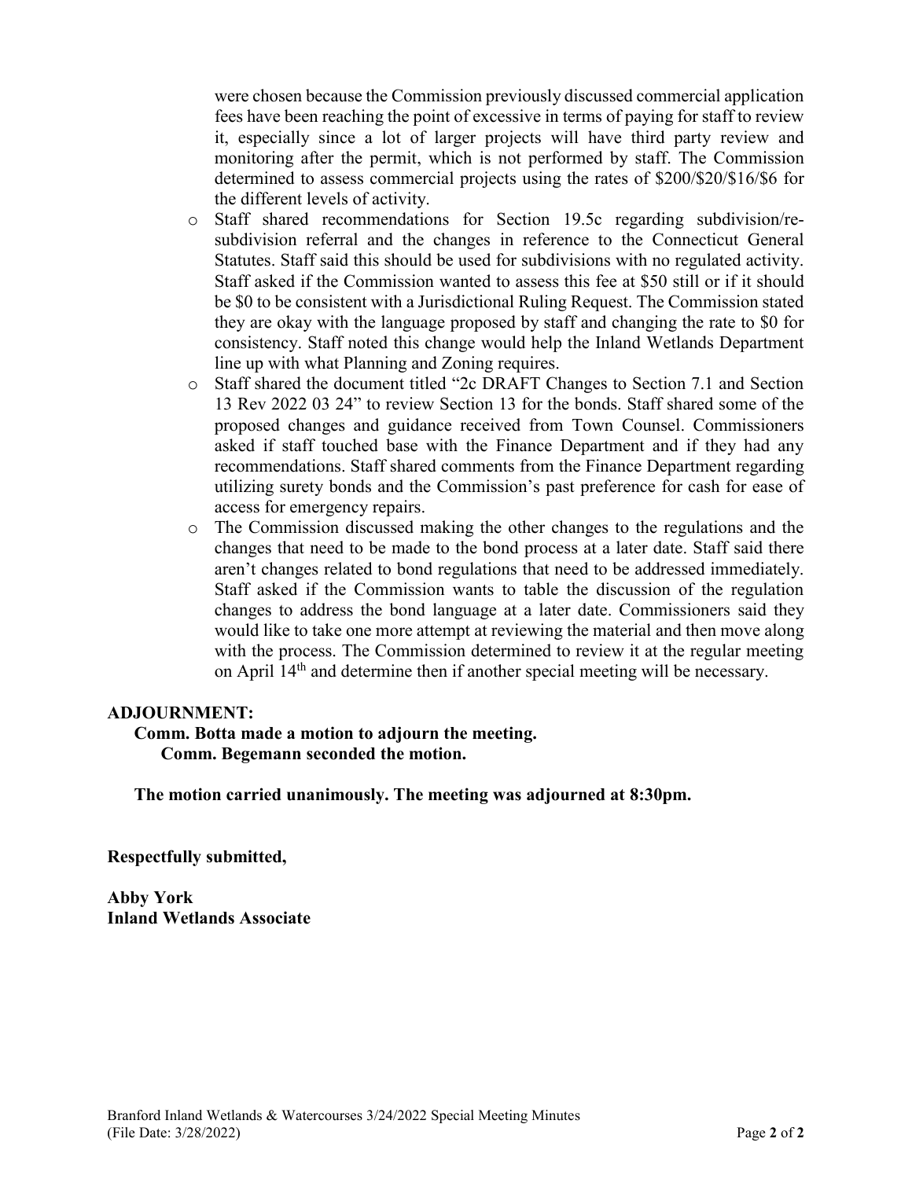were chosen because the Commission previously discussed commercial application fees have been reaching the point of excessive in terms of paying for staff to review it, especially since a lot of larger projects will have third party review and monitoring after the permit, which is not performed by staff. The Commission determined to assess commercial projects using the rates of $200/$20/$16/$6 for the different levels of activity.

- Staff shared recommendations for Section 19.5c regarding subdivision/re-subdivision referral and the changes in reference to the Connecticut General Statutes. Staff said this should be used for subdivisions with no regulated activity. Staff asked if the Commission wanted to assess this fee at $50 still or if it should be $0 to be consistent with a Jurisdictional Ruling Request. The Commission stated they are okay with the language proposed by staff and changing the rate to $0 for consistency. Staff noted this change would help the Inland Wetlands Department line up with what Planning and Zoning requires.
- Staff shared the document titled "2c DRAFT Changes to Section 7.1 and Section 13 Rev 2022 03 24" to review Section 13 for the bonds. Staff shared some of the proposed changes and guidance received from Town Counsel. Commissioners asked if staff touched base with the Finance Department and if they had any recommendations. Staff shared comments from the Finance Department regarding utilizing surety bonds and the Commission's past preference for cash for ease of access for emergency repairs.
- The Commission discussed making the other changes to the regulations and the changes that need to be made to the bond process at a later date. Staff said there aren't changes related to bond regulations that need to be addressed immediately. Staff asked if the Commission wants to table the discussion of the regulation changes to address the bond language at a later date. Commissioners said they would like to take one more attempt at reviewing the material and then move along with the process. The Commission determined to review it at the regular meeting on April 14th and determine then if another special meeting will be necessary.

**ADJOURNMENT:**

**Comm. Botta made a motion to adjourn the meeting.**
**Comm. Begemann seconded the motion.**

**The motion carried unanimously. The meeting was adjourned at 8:30pm.**

**Respectfully submitted,**

**Abby York**
**Inland Wetlands Associate**